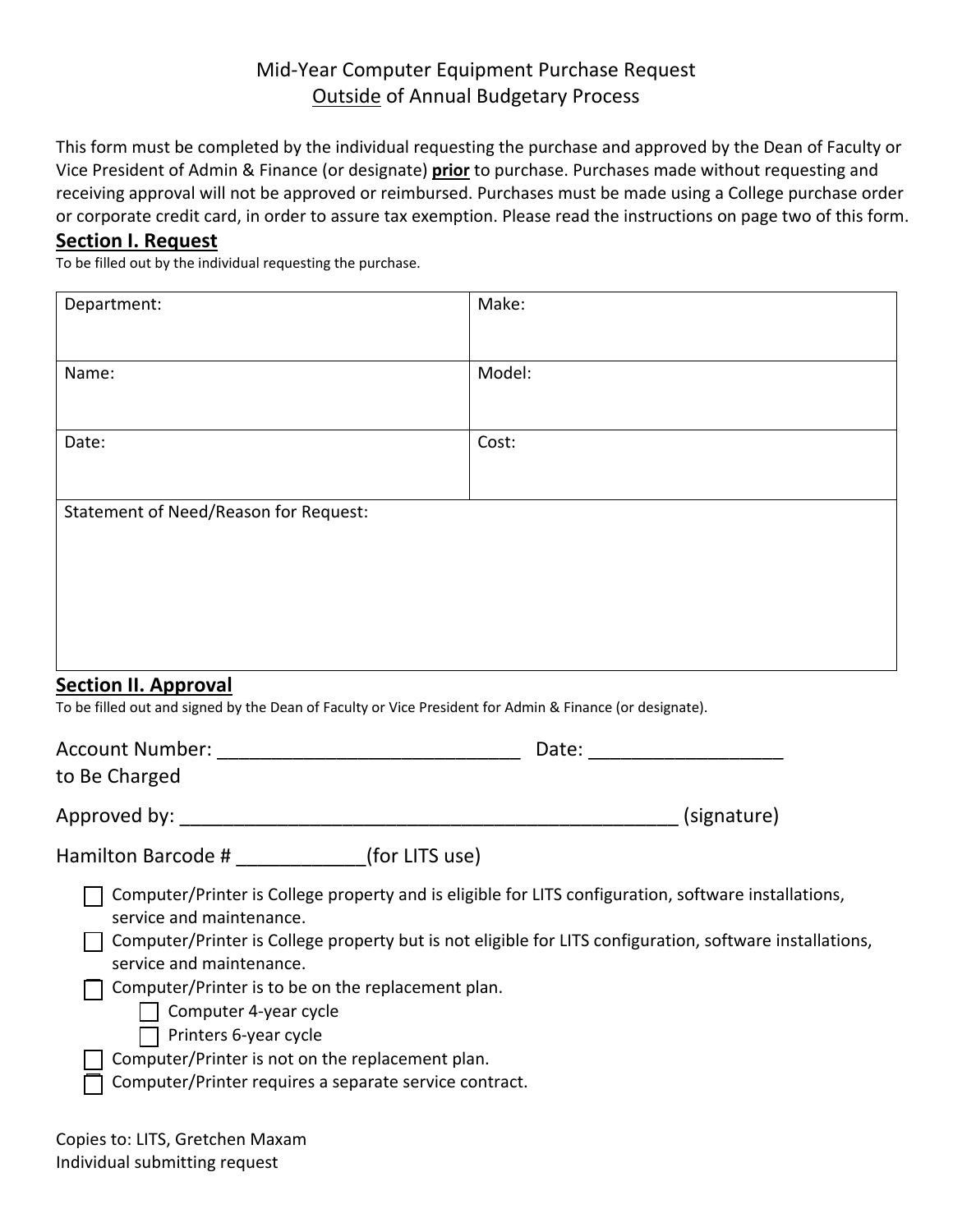# Mid-Year Computer Equipment Purchase Request
## Outside of Annual Budgetary Process

This form must be completed by the individual requesting the purchase and approved by the Dean of Faculty or Vice President of Admin & Finance (or designate) **prior** to purchase. Purchases made without requesting and receiving approval will not be approved or reimbursed. Purchases must be made using a College purchase order or corporate credit card, in order to assure tax exemption. Please read the instructions on page two of this form.

## Section I. Request

To be filled out by the individual requesting the purchase.

| Department: | Make: |
| --- | --- |
| Name: | Model: |
| Date: | Cost: |
| Statement of Need/Reason for Request: | |

## Section II. Approval

To be filled out and signed by the Dean of Faculty or Vice President for Admin & Finance (or designate).

Account Number: ____________________________ Date: __________________
to Be Charged

Approved by: ______________________________________________ (signature)

Hamilton Barcode # ____________(for LITS use)

- ☐ Computer/Printer is College property and is eligible for LITS configuration, software installations, service and maintenance.
- ☐ Computer/Printer is College property but is not eligible for LITS configuration, software installations, service and maintenance.
- ☐ Computer/Printer is to be on the replacement plan.
  - ☐ Computer 4-year cycle
  - ☐ Printers 6-year cycle
- ☐ Computer/Printer is not on the replacement plan.
- ☐ Computer/Printer requires a separate service contract.

Copies to: LITS, Gretchen Maxam
Individual submitting request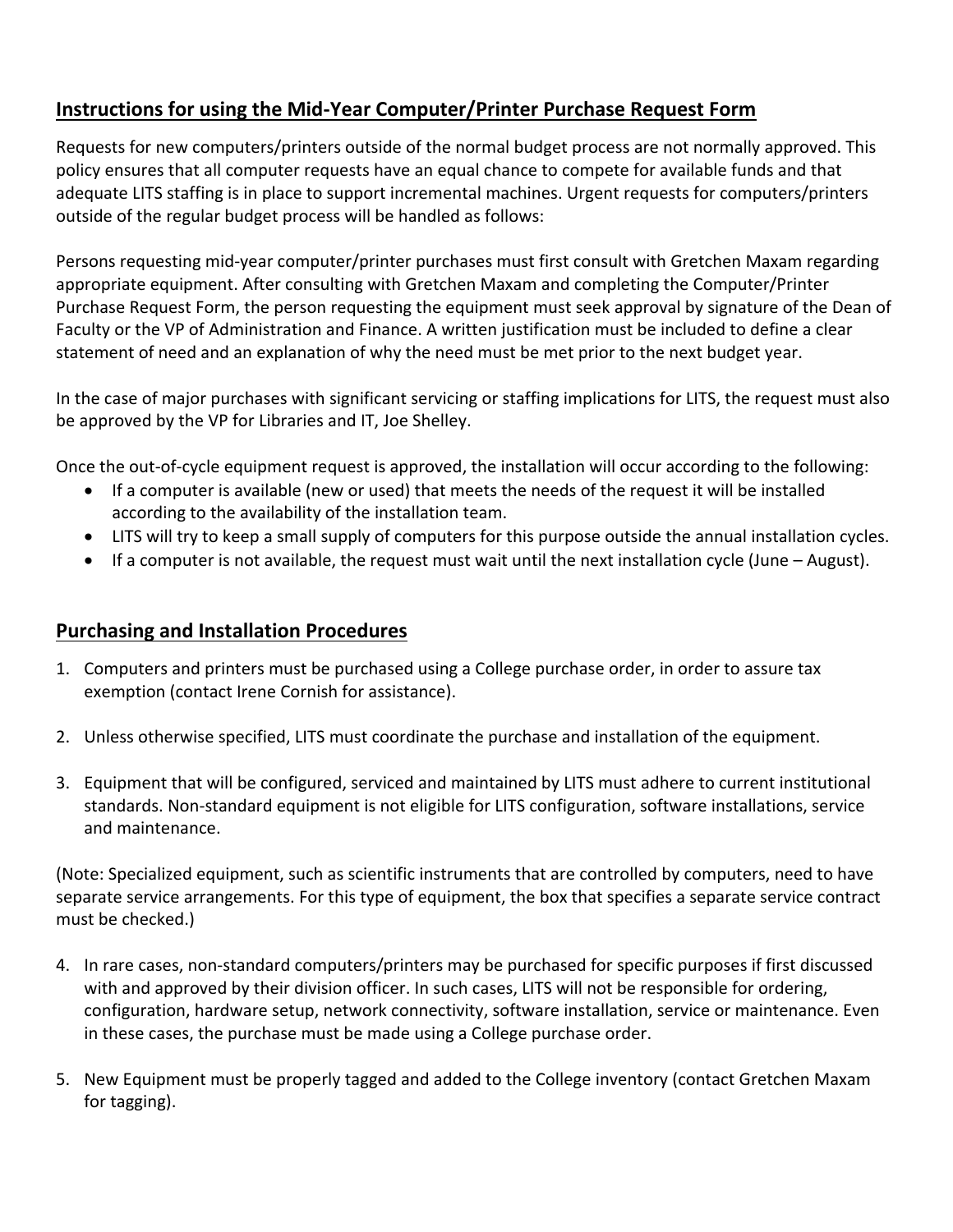## Instructions for using the Mid-Year Computer/Printer Purchase Request Form

Requests for new computers/printers outside of the normal budget process are not normally approved. This policy ensures that all computer requests have an equal chance to compete for available funds and that adequate LITS staffing is in place to support incremental machines. Urgent requests for computers/printers outside of the regular budget process will be handled as follows:

Persons requesting mid-year computer/printer purchases must first consult with Gretchen Maxam regarding appropriate equipment. After consulting with Gretchen Maxam and completing the Computer/Printer Purchase Request Form, the person requesting the equipment must seek approval by signature of the Dean of Faculty or the VP of Administration and Finance. A written justification must be included to define a clear statement of need and an explanation of why the need must be met prior to the next budget year.

In the case of major purchases with significant servicing or staffing implications for LITS, the request must also be approved by the VP for Libraries and IT, Joe Shelley.

Once the out-of-cycle equipment request is approved, the installation will occur according to the following:

- If a computer is available (new or used) that meets the needs of the request it will be installed according to the availability of the installation team.
- LITS will try to keep a small supply of computers for this purpose outside the annual installation cycles.
- If a computer is not available, the request must wait until the next installation cycle (June – August).

## Purchasing and Installation Procedures

1. Computers and printers must be purchased using a College purchase order, in order to assure tax exemption (contact Irene Cornish for assistance).

2. Unless otherwise specified, LITS must coordinate the purchase and installation of the equipment.

3. Equipment that will be configured, serviced and maintained by LITS must adhere to current institutional standards. Non-standard equipment is not eligible for LITS configuration, software installations, service and maintenance.

(Note: Specialized equipment, such as scientific instruments that are controlled by computers, need to have separate service arrangements. For this type of equipment, the box that specifies a separate service contract must be checked.)

4. In rare cases, non-standard computers/printers may be purchased for specific purposes if first discussed with and approved by their division officer. In such cases, LITS will not be responsible for ordering, configuration, hardware setup, network connectivity, software installation, service or maintenance. Even in these cases, the purchase must be made using a College purchase order.

5. New Equipment must be properly tagged and added to the College inventory (contact Gretchen Maxam for tagging).